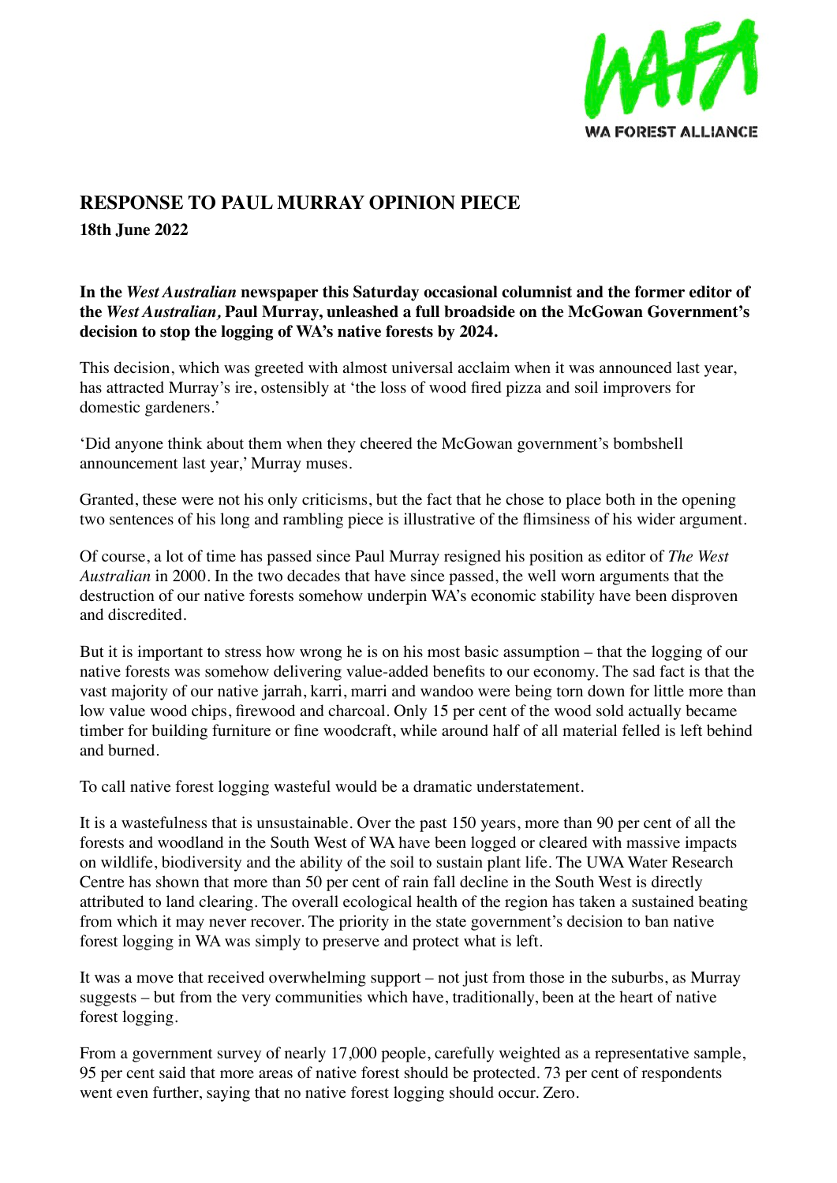WA FOREST ALLIANCE

# RESPONSE TO PAUL MURRAY OPINION PIECE

**18th June 2022**

**In the *West Australian* newspaper this Saturday occasional columnist and the former editor of the *West Australian,* Paul Murray, unleashed a full broadside on the McGowan Government's decision to stop the logging of WA's native forests by 2024.**

This decision, which was greeted with almost universal acclaim when it was announced last year, has attracted Murray's ire, ostensibly at 'the loss of wood fired pizza and soil improvers for domestic gardeners.'

'Did anyone think about them when they cheered the McGowan government's bombshell announcement last year,' Murray muses.

Granted, these were not his only criticisms, but the fact that he chose to place both in the opening two sentences of his long and rambling piece is illustrative of the flimsiness of his wider argument.

Of course, a lot of time has passed since Paul Murray resigned his position as editor of *The West Australian* in 2000. In the two decades that have since passed, the well worn arguments that the destruction of our native forests somehow underpin WA's economic stability have been disproven and discredited.

But it is important to stress how wrong he is on his most basic assumption – that the logging of our native forests was somehow delivering value-added benefits to our economy. The sad fact is that the vast majority of our native jarrah, karri, marri and wandoo were being torn down for little more than low value wood chips, firewood and charcoal. Only 15 per cent of the wood sold actually became timber for building furniture or fine woodcraft, while around half of all material felled is left behind and burned.

To call native forest logging wasteful would be a dramatic understatement.

It is a wastefulness that is unsustainable. Over the past 150 years, more than 90 per cent of all the forests and woodland in the South West of WA have been logged or cleared with massive impacts on wildlife, biodiversity and the ability of the soil to sustain plant life. The UWA Water Research Centre has shown that more than 50 per cent of rain fall decline in the South West is directly attributed to land clearing. The overall ecological health of the region has taken a sustained beating from which it may never recover. The priority in the state government's decision to ban native forest logging in WA was simply to preserve and protect what is left.

It was a move that received overwhelming support – not just from those in the suburbs, as Murray suggests – but from the very communities which have, traditionally, been at the heart of native forest logging.

From a government survey of nearly 17,000 people, carefully weighted as a representative sample, 95 per cent said that more areas of native forest should be protected. 73 per cent of respondents went even further, saying that no native forest logging should occur. Zero.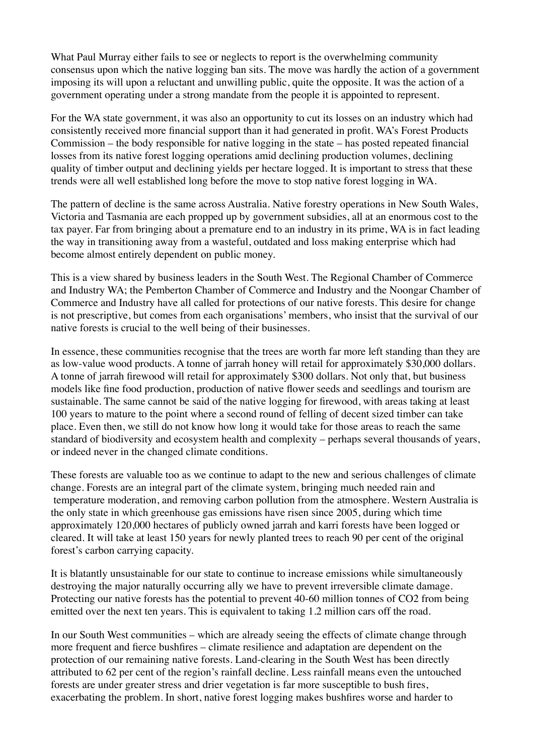What Paul Murray either fails to see or neglects to report is the overwhelming community consensus upon which the native logging ban sits. The move was hardly the action of a government imposing its will upon a reluctant and unwilling public, quite the opposite. It was the action of a government operating under a strong mandate from the people it is appointed to represent.

For the WA state government, it was also an opportunity to cut its losses on an industry which had consistently received more financial support than it had generated in profit. WA's Forest Products Commission – the body responsible for native logging in the state – has posted repeated financial losses from its native forest logging operations amid declining production volumes, declining quality of timber output and declining yields per hectare logged. It is important to stress that these trends were all well established long before the move to stop native forest logging in WA.

The pattern of decline is the same across Australia. Native forestry operations in New South Wales, Victoria and Tasmania are each propped up by government subsidies, all at an enormous cost to the tax payer. Far from bringing about a premature end to an industry in its prime, WA is in fact leading the way in transitioning away from a wasteful, outdated and loss making enterprise which had become almost entirely dependent on public money.

This is a view shared by business leaders in the South West. The Regional Chamber of Commerce and Industry WA; the Pemberton Chamber of Commerce and Industry and the Noongar Chamber of Commerce and Industry have all called for protections of our native forests. This desire for change is not prescriptive, but comes from each organisations' members, who insist that the survival of our native forests is crucial to the well being of their businesses.

In essence, these communities recognise that the trees are worth far more left standing than they are as low-value wood products. A tonne of jarrah honey will retail for approximately $30,000 dollars. A tonne of jarrah firewood will retail for approximately $300 dollars. Not only that, but business models like fine food production, production of native flower seeds and seedlings and tourism are sustainable. The same cannot be said of the native logging for firewood, with areas taking at least 100 years to mature to the point where a second round of felling of decent sized timber can take place. Even then, we still do not know how long it would take for those areas to reach the same standard of biodiversity and ecosystem health and complexity – perhaps several thousands of years, or indeed never in the changed climate conditions.

These forests are valuable too as we continue to adapt to the new and serious challenges of climate change. Forests are an integral part of the climate system, bringing much needed rain and temperature moderation, and removing carbon pollution from the atmosphere. Western Australia is the only state in which greenhouse gas emissions have risen since 2005, during which time approximately 120,000 hectares of publicly owned jarrah and karri forests have been logged or cleared. It will take at least 150 years for newly planted trees to reach 90 per cent of the original forest's carbon carrying capacity.

It is blatantly unsustainable for our state to continue to increase emissions while simultaneously destroying the major naturally occurring ally we have to prevent irreversible climate damage. Protecting our native forests has the potential to prevent 40-60 million tonnes of $CO_2$ from being emitted over the next ten years. This is equivalent to taking 1.2 million cars off the road.

In our South West communities – which are already seeing the effects of climate change through more frequent and fierce bushfires – climate resilience and adaptation are dependent on the protection of our remaining native forests. Land-clearing in the South West has been directly attributed to 62 per cent of the region's rainfall decline. Less rainfall means even the untouched forests are under greater stress and drier vegetation is far more susceptible to bush fires, exacerbating the problem. In short, native forest logging makes bushfires worse and harder to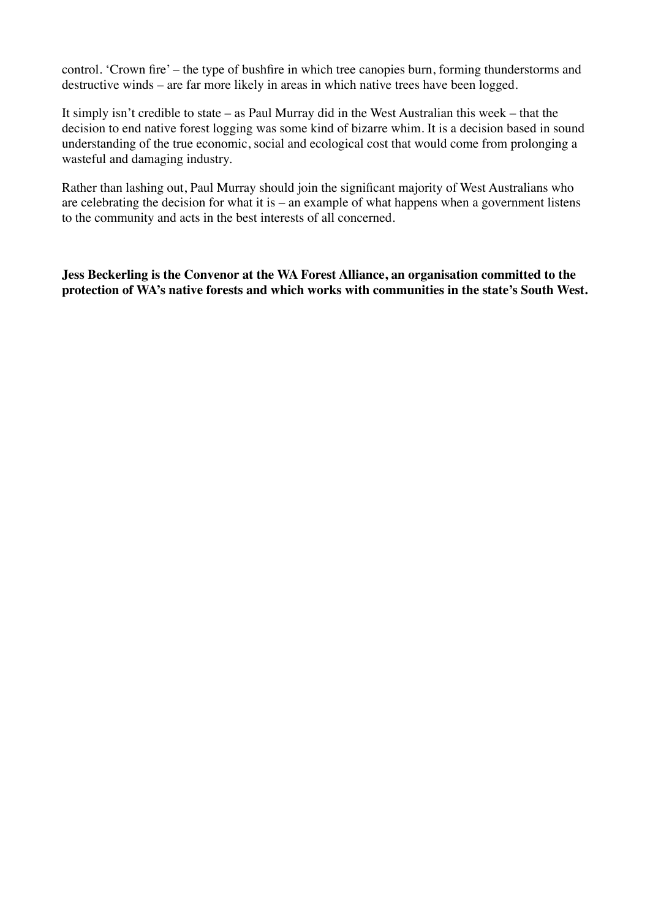control. 'Crown fire' – the type of bushfire in which tree canopies burn, forming thunderstorms and destructive winds – are far more likely in areas in which native trees have been logged.

It simply isn't credible to state – as Paul Murray did in the West Australian this week – that the decision to end native forest logging was some kind of bizarre whim. It is a decision based in sound understanding of the true economic, social and ecological cost that would come from prolonging a wasteful and damaging industry.

Rather than lashing out, Paul Murray should join the significant majority of West Australians who are celebrating the decision for what it is – an example of what happens when a government listens to the community and acts in the best interests of all concerned.

**Jess Beckerling is the Convenor at the WA Forest Alliance, an organisation committed to the protection of WA's native forests and which works with communities in the state's South West.**